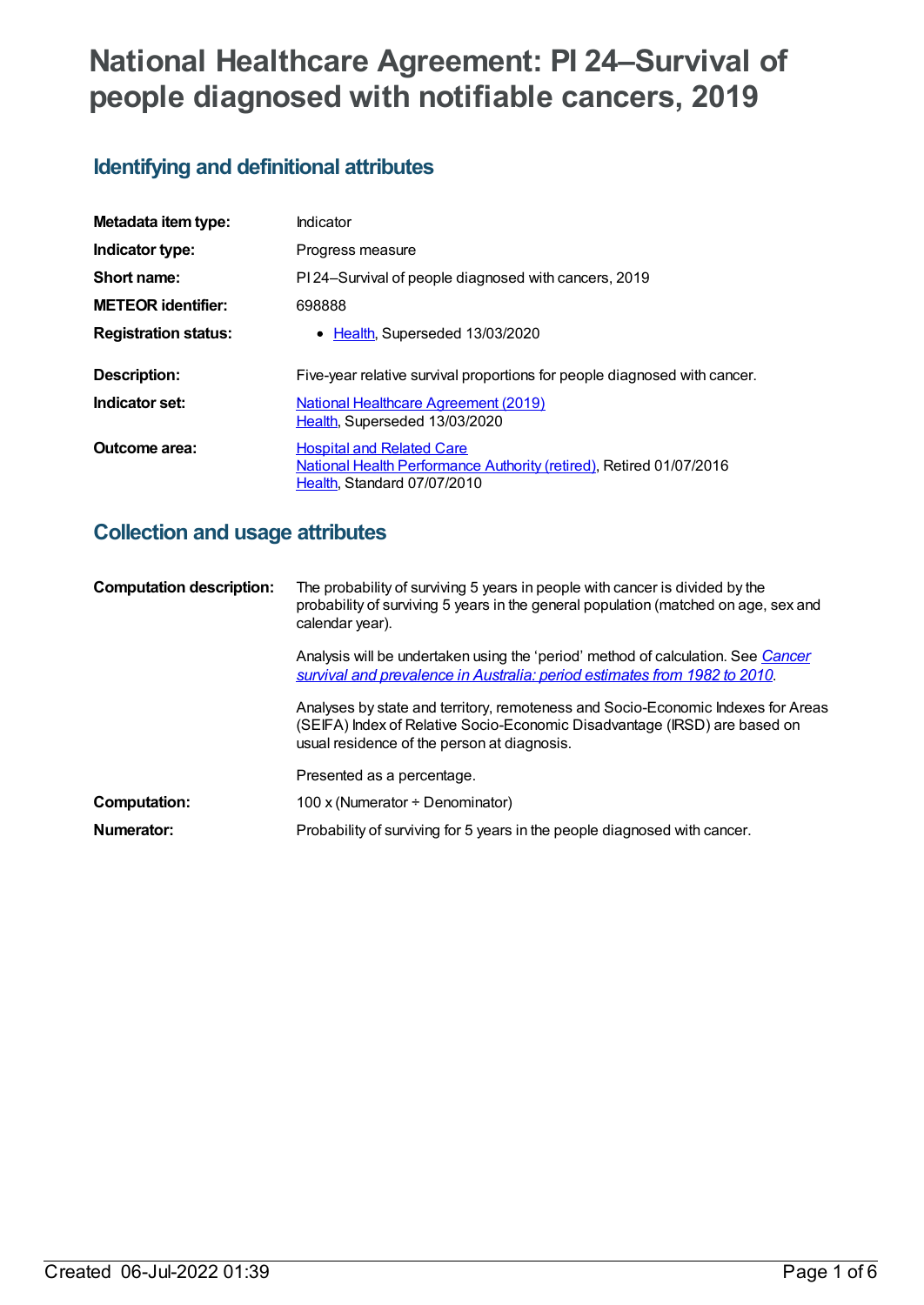# National Healthcare Agreement: PI 24–Survival of people diagnosed with notifiable cancers, 2019

## Identifying and definitional attributes

| | |
|---|---|
| **Metadata item type:** | Indicator |
| **Indicator type:** | Progress measure |
| **Short name:** | PI 24–Survival of people diagnosed with cancers, 2019 |
| **METEOR identifier:** | 698888 |
| **Registration status:** | • Health, Superseded 13/03/2020 |
| **Description:** | Five-year relative survival proportions for people diagnosed with cancer. |
| **Indicator set:** | National Healthcare Agreement (2019) Health, Superseded 13/03/2020 |
| **Outcome area:** | Hospital and Related Care National Health Performance Authority (retired), Retired 01/07/2016 Health, Standard 07/07/2010 |

## Collection and usage attributes

**Computation description:**

The probability of surviving 5 years in people with cancer is divided by the probability of surviving 5 years in the general population (matched on age, sex and calendar year).

Analysis will be undertaken using the 'period' method of calculation. See *Cancer survival and prevalence in Australia: period estimates from 1982 to 2010*.

Analyses by state and territory, remoteness and Socio-Economic Indexes for Areas (SEIFA) Index of Relative Socio-Economic Disadvantage (IRSD) are based on usual residence of the person at diagnosis.

Presented as a percentage.

**Computation:** 100 x (Numerator ÷ Denominator)

**Numerator:** Probability of surviving for 5 years in the people diagnosed with cancer.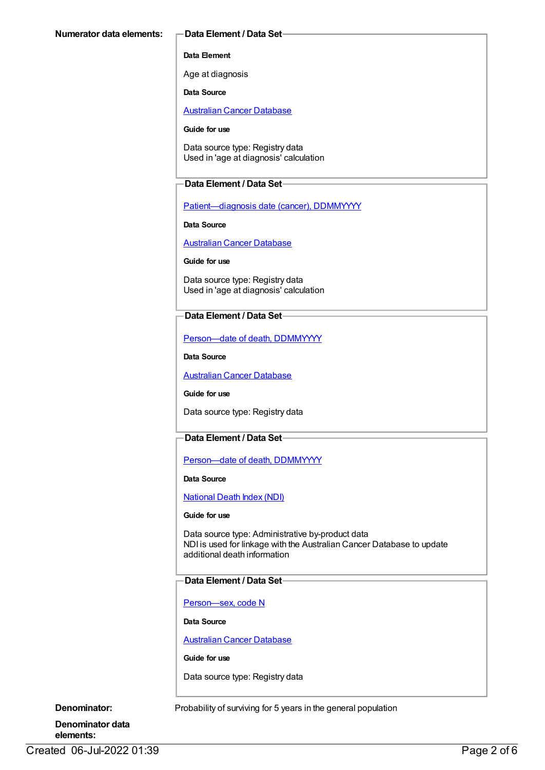**Numerator data elements:**

**Data Element / Data Set**

**Data Element**

Age at diagnosis

**Data Source**

Australian Cancer Database

**Guide for use**

Data source type: Registry data
Used in 'age at diagnosis' calculation

**Data Element / Data Set**

Patient—diagnosis date (cancer), DDMMYYYY

**Data Source**

Australian Cancer Database

**Guide for use**

Data source type: Registry data
Used in 'age at diagnosis' calculation

**Data Element / Data Set**

Person—date of death, DDMMYYYY

**Data Source**

Australian Cancer Database

**Guide for use**

Data source type: Registry data

**Data Element / Data Set**

Person—date of death, DDMMYYYY

**Data Source**

National Death Index (NDI)

**Guide for use**

Data source type: Administrative by-product data
NDI is used for linkage with the Australian Cancer Database to update additional death information

**Data Element / Data Set**

Person—sex, code N

**Data Source**

Australian Cancer Database

**Guide for use**

Data source type: Registry data

**Denominator:** Probability of surviving for 5 years in the general population

**Denominator data elements:**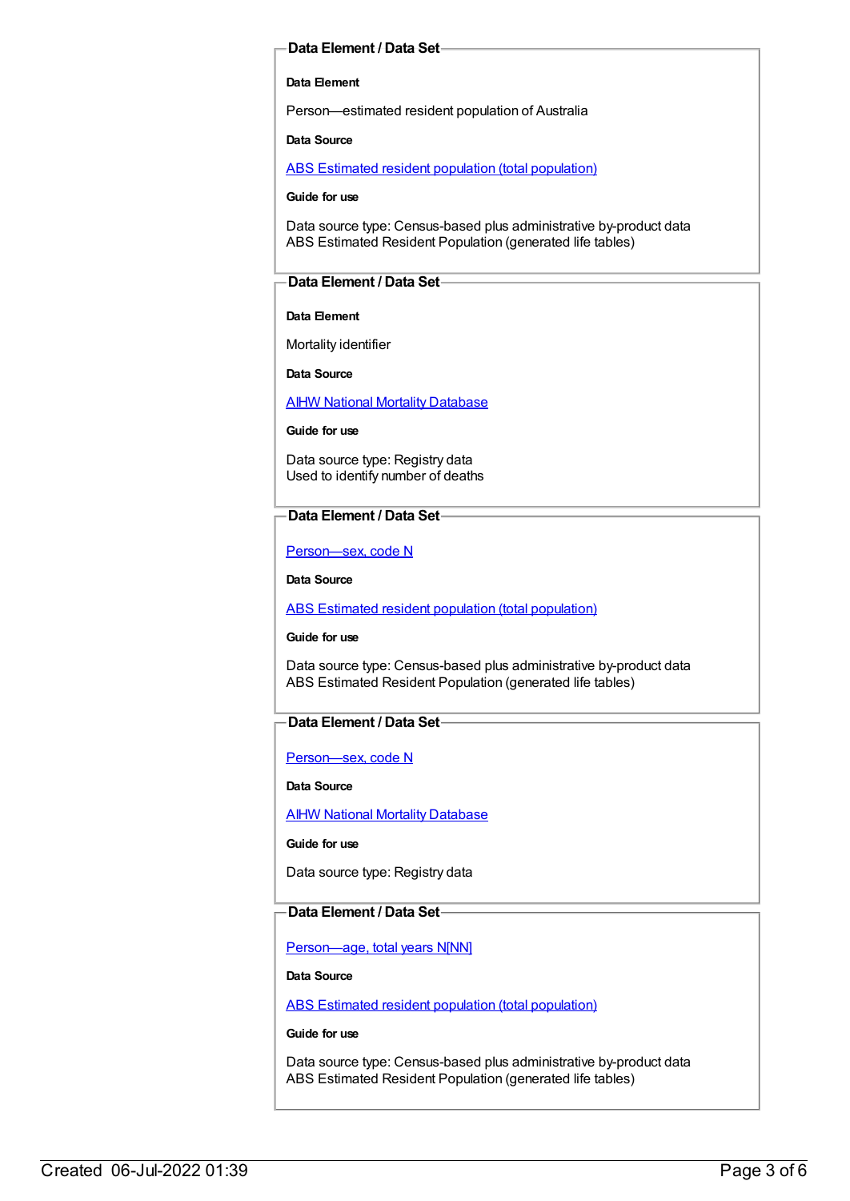### Data Element / Data Set

**Data Element**

Person—estimated resident population of Australia

**Data Source**

[ABS Estimated resident population (total population)]

**Guide for use**

Data source type: Census-based plus administrative by-product data
ABS Estimated Resident Population (generated life tables)

### Data Element / Data Set

**Data Element**

Mortality identifier

**Data Source**

[AIHW National Mortality Database]

**Guide for use**

Data source type: Registry data
Used to identify number of deaths

### Data Element / Data Set

[Person—sex, code N]

**Data Source**

[ABS Estimated resident population (total population)]

**Guide for use**

Data source type: Census-based plus administrative by-product data
ABS Estimated Resident Population (generated life tables)

### Data Element / Data Set

[Person—sex, code N]

**Data Source**

[AIHW National Mortality Database]

**Guide for use**

Data source type: Registry data

### Data Element / Data Set

[Person—age, total years N[NN]]

**Data Source**

[ABS Estimated resident population (total population)]

**Guide for use**

Data source type: Census-based plus administrative by-product data
ABS Estimated Resident Population (generated life tables)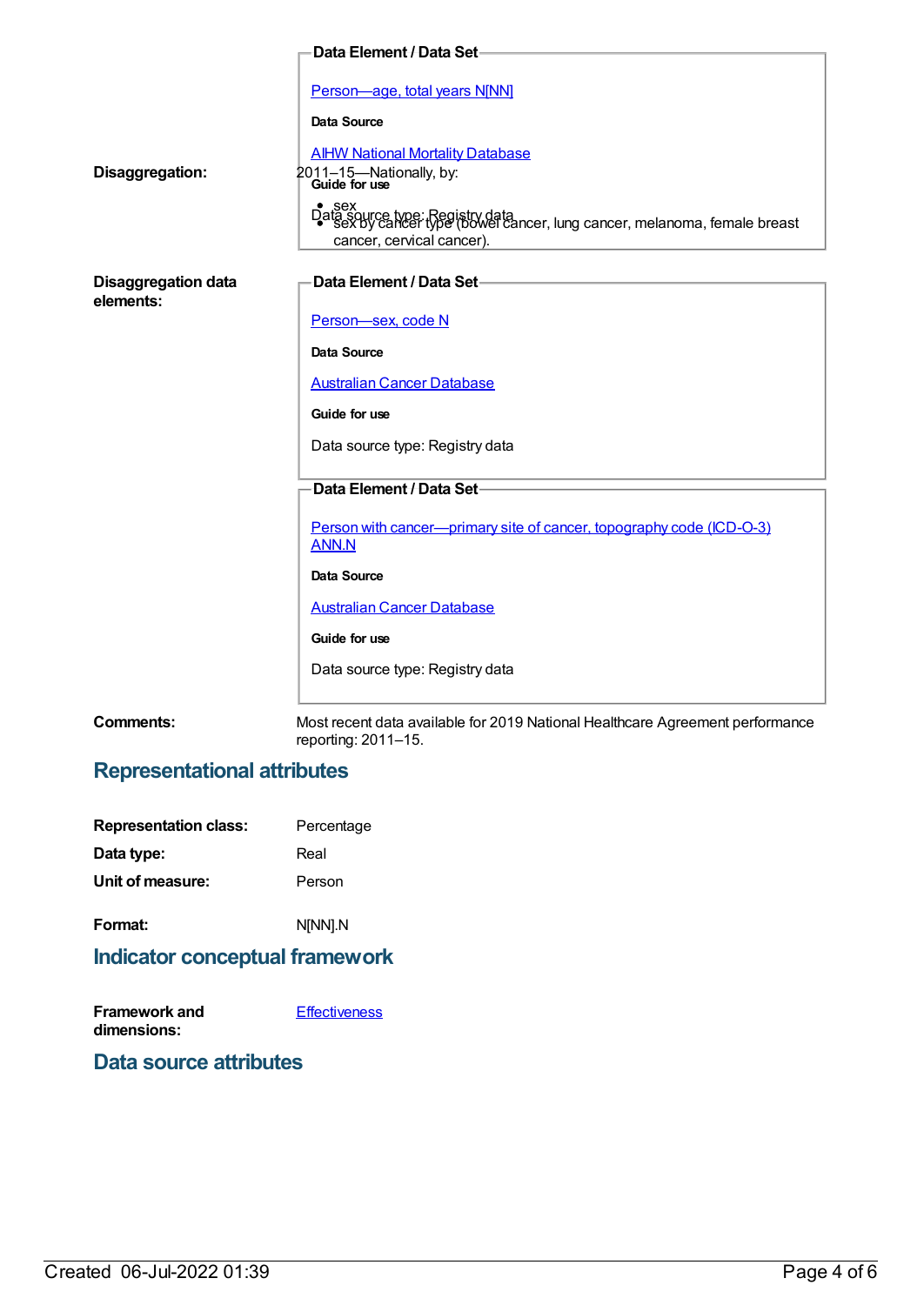**Data Element / Data Set**

[Person—age, total years N[NN]](#)

**Data Source**

[AIHW National Mortality Database](#)

**Guide for use**

Data source type: Registry data

**Disaggregation:**

2011–15—Nationally, by:

- sex
- sex by cancer type (bowel cancer, lung cancer, melanoma, female breast cancer, cervical cancer).

**Disaggregation data elements:**

**Data Element / Data Set**

[Person—sex, code N](#)

**Data Source**

[Australian Cancer Database](#)

**Guide for use**

Data source type: Registry data

**Data Element / Data Set**

[Person with cancer—primary site of cancer, topography code (ICD-O-3) ANN.N](#)

**Data Source**

[Australian Cancer Database](#)

**Guide for use**

Data source type: Registry data

**Comments:**

Most recent data available for 2019 National Healthcare Agreement performance reporting: 2011–15.

## Representational attributes

**Representation class:** Percentage

**Data type:** Real

**Unit of measure:** Person

**Format:** N[NN].N

## Indicator conceptual framework

**Framework and dimensions:** [Effectiveness](#)

## Data source attributes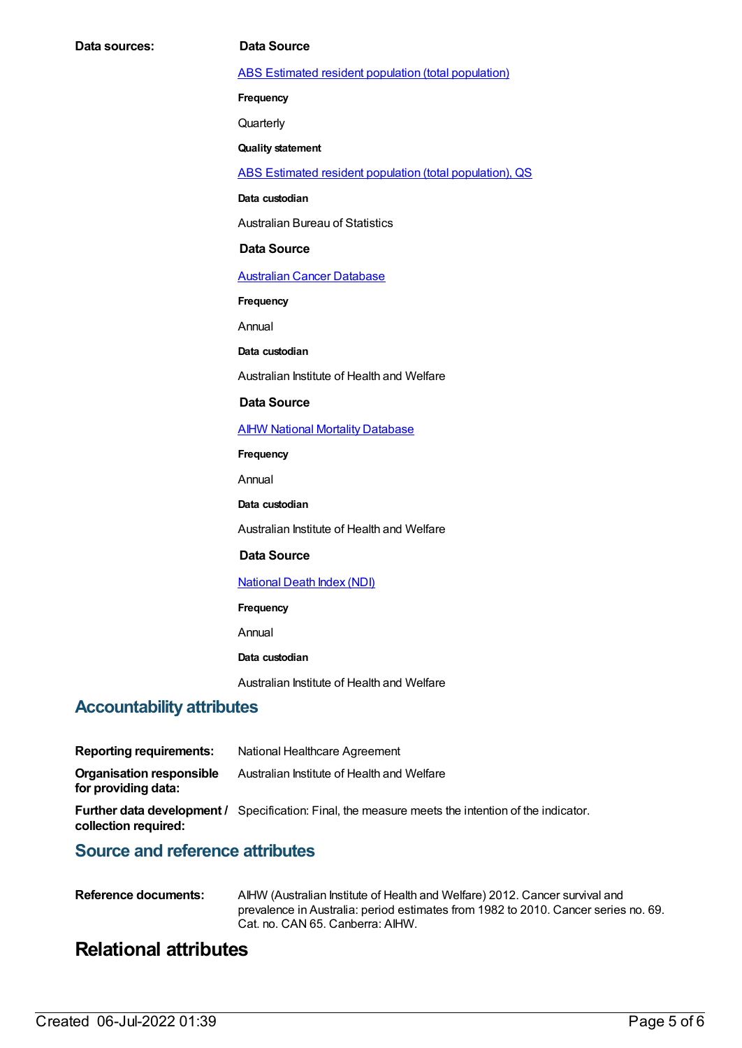**Data sources:**

**Data Source**

[ABS Estimated resident population (total population)]

**Frequency**

Quarterly

**Quality statement**

[ABS Estimated resident population (total population), QS]

**Data custodian**

Australian Bureau of Statistics

**Data Source**

[Australian Cancer Database]

**Frequency**

Annual

**Data custodian**

Australian Institute of Health and Welfare

**Data Source**

[AIHW National Mortality Database]

**Frequency**

Annual

**Data custodian**

Australian Institute of Health and Welfare

**Data Source**

[National Death Index (NDI)]

**Frequency**

Annual

**Data custodian**

Australian Institute of Health and Welfare

## Accountability attributes

**Reporting requirements:** National Healthcare Agreement

**Organisation responsible for providing data:** Australian Institute of Health and Welfare

**Further data development / collection required:** Specification: Final, the measure meets the intention of the indicator.

## Source and reference attributes

**Reference documents:** AIHW (Australian Institute of Health and Welfare) 2012. Cancer survival and prevalence in Australia: period estimates from 1982 to 2010. Cancer series no. 69. Cat. no. CAN 65. Canberra: AIHW.

# Relational attributes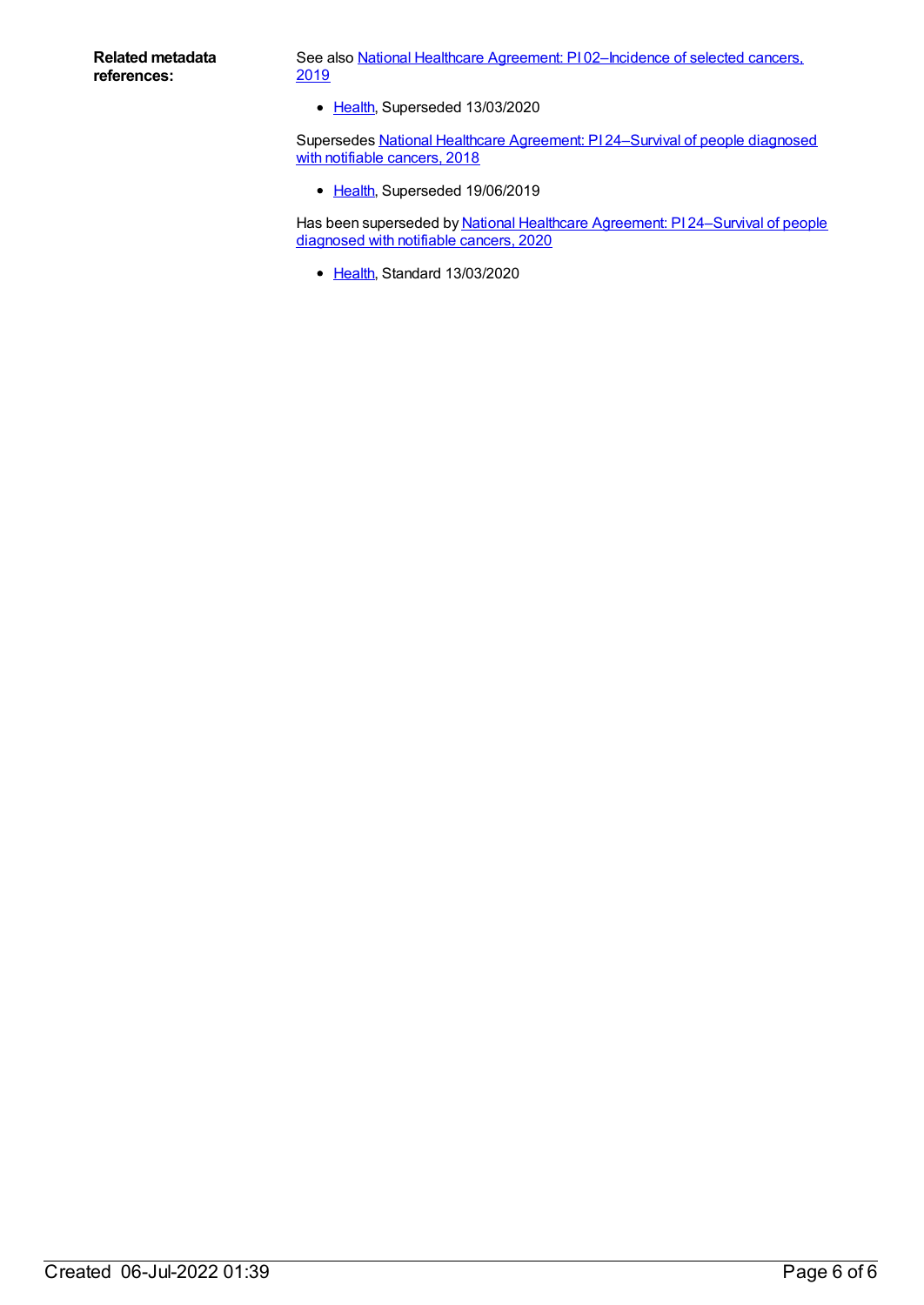**Related metadata references:**

See also National Healthcare Agreement: PI 02–Incidence of selected cancers, 2019

- Health, Superseded 13/03/2020

Supersedes National Healthcare Agreement: PI 24–Survival of people diagnosed with notifiable cancers, 2018

- Health, Superseded 19/06/2019

Has been superseded by National Healthcare Agreement: PI 24–Survival of people diagnosed with notifiable cancers, 2020

- Health, Standard 13/03/2020